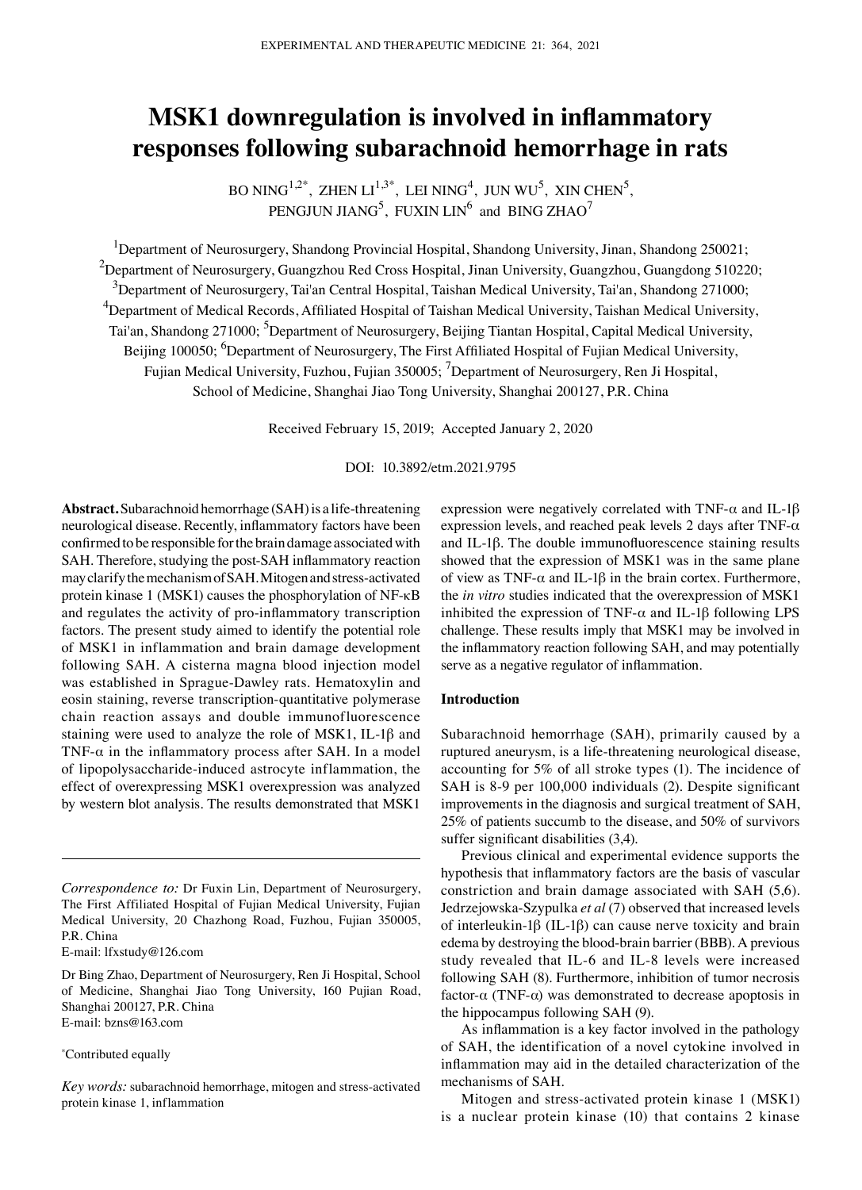# MSK1 downregulation is involved in inflammatory responses following subarachnoid hemorrhage in rats

BO NING[1,2*], ZHEN LI[1,3*], LEI NING[4], JUN WU[5], XIN CHEN[5], PENGJUN JIANG[5], FUXIN LIN[6] and BING ZHAO[7]

[1]Department of Neurosurgery, Shandong Provincial Hospital, Shandong University, Jinan, Shandong 250021; [2]Department of Neurosurgery, Guangzhou Red Cross Hospital, Jinan University, Guangzhou, Guangdong 510220; [3]Department of Neurosurgery, Tai'an Central Hospital, Taishan Medical University, Tai'an, Shandong 271000; [4]Department of Medical Records, Affiliated Hospital of Taishan Medical University, Taishan Medical University, Tai'an, Shandong 271000; [5]Department of Neurosurgery, Beijing Tiantan Hospital, Capital Medical University, Beijing 100050; [6]Department of Neurosurgery, The First Affiliated Hospital of Fujian Medical University, Fujian Medical University, Fuzhou, Fujian 350005; [7]Department of Neurosurgery, Ren Ji Hospital, School of Medicine, Shanghai Jiao Tong University, Shanghai 200127, P.R. China

Received February 15, 2019; Accepted January 2, 2020

DOI: 10.3892/etm.2021.9795

**Abstract.** Subarachnoid hemorrhage (SAH) is a life-threatening neurological disease. Recently, inflammatory factors have been confirmed to be responsible for the brain damage associated with SAH. Therefore, studying the post-SAH inflammatory reaction may clarify the mechanism of SAH. Mitogen and stress-activated protein kinase 1 (MSK1) causes the phosphorylation of NF-κB and regulates the activity of pro-inflammatory transcription factors. The present study aimed to identify the potential role of MSK1 in inflammation and brain damage development following SAH. A cisterna magna blood injection model was established in Sprague-Dawley rats. Hematoxylin and eosin staining, reverse transcription-quantitative polymerase chain reaction assays and double immunofluorescence staining were used to analyze the role of MSK1, IL-1β and TNF-α in the inflammatory process after SAH. In a model of lipopolysaccharide-induced astrocyte inflammation, the effect of overexpressing MSK1 overexpression was analyzed by western blot analysis. The results demonstrated that MSK1 expression were negatively correlated with TNF-α and IL-1β expression levels, and reached peak levels 2 days after TNF-α and IL-1β. The double immunofluorescence staining results showed that the expression of MSK1 was in the same plane of view as TNF-α and IL-1β in the brain cortex. Furthermore, the *in vitro* studies indicated that the overexpression of MSK1 inhibited the expression of TNF-α and IL-1β following LPS challenge. These results imply that MSK1 may be involved in the inflammatory reaction following SAH, and may potentially serve as a negative regulator of inflammation.

*Correspondence to:* Dr Fuxin Lin, Department of Neurosurgery, The First Affiliated Hospital of Fujian Medical University, Fujian Medical University, 20 Chazhong Road, Fuzhou, Fujian 350005, P.R. China
E-mail: lfxstudy@126.com

Dr Bing Zhao, Department of Neurosurgery, Ren Ji Hospital, School of Medicine, Shanghai Jiao Tong University, 160 Pujian Road, Shanghai 200127, P.R. China
E-mail: bzns@163.com

*Contributed equally

*Key words:* subarachnoid hemorrhage, mitogen and stress-activated protein kinase 1, inflammation

## Introduction

Subarachnoid hemorrhage (SAH), primarily caused by a ruptured aneurysm, is a life-threatening neurological disease, accounting for 5% of all stroke types (1). The incidence of SAH is 8-9 per 100,000 individuals (2). Despite significant improvements in the diagnosis and surgical treatment of SAH, 25% of patients succumb to the disease, and 50% of survivors suffer significant disabilities (3,4).

Previous clinical and experimental evidence supports the hypothesis that inflammatory factors are the basis of vascular constriction and brain damage associated with SAH (5,6). Jedrzejowska-Szypulka *et al* (7) observed that increased levels of interleukin-1β (IL-1β) can cause nerve toxicity and brain edema by destroying the blood-brain barrier (BBB). A previous study revealed that IL-6 and IL-8 levels were increased following SAH (8). Furthermore, inhibition of tumor necrosis factor-α (TNF-α) was demonstrated to decrease apoptosis in the hippocampus following SAH (9).

As inflammation is a key factor involved in the pathology of SAH, the identification of a novel cytokine involved in inflammation may aid in the detailed characterization of the mechanisms of SAH.

Mitogen and stress-activated protein kinase 1 (MSK1) is a nuclear protein kinase (10) that contains 2 kinase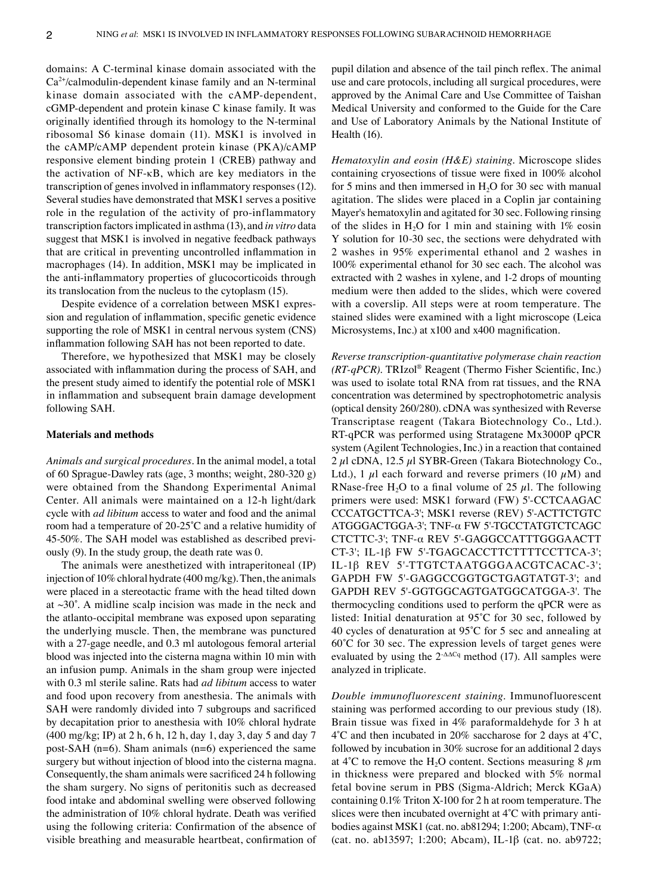domains: A C-terminal kinase domain associated with the $Ca^{2+}$/calmodulin-dependent kinase family and an N-terminal kinase domain associated with the cAMP-dependent, cGMP-dependent and protein kinase C kinase family. It was originally identified through its homology to the N-terminal ribosomal S6 kinase domain (11). MSK1 is involved in the cAMP/cAMP dependent protein kinase (PKA)/cAMP responsive element binding protein 1 (CREB) pathway and the activation of NF-κB, which are key mediators in the transcription of genes involved in inflammatory responses (12). Several studies have demonstrated that MSK1 serves a positive role in the regulation of the activity of pro-inflammatory transcription factors implicated in asthma (13), and *in vitro* data suggest that MSK1 is involved in negative feedback pathways that are critical in preventing uncontrolled inflammation in macrophages (14). In addition, MSK1 may be implicated in the anti-inflammatory properties of glucocorticoids through its translocation from the nucleus to the cytoplasm (15).

Despite evidence of a correlation between MSK1 expression and regulation of inflammation, specific genetic evidence supporting the role of MSK1 in central nervous system (CNS) inflammation following SAH has not been reported to date.

Therefore, we hypothesized that MSK1 may be closely associated with inflammation during the process of SAH, and the present study aimed to identify the potential role of MSK1 in inflammation and subsequent brain damage development following SAH.

## Materials and methods

*Animals and surgical procedures.* In the animal model, a total of 60 Sprague-Dawley rats (age, 3 months; weight, 280-320 g) were obtained from the Shandong Experimental Animal Center. All animals were maintained on a 12-h light/dark cycle with *ad libitum* access to water and food and the animal room had a temperature of 20-25˚C and a relative humidity of 45-50%. The SAH model was established as described previously (9). In the study group, the death rate was 0.

The animals were anesthetized with intraperitoneal (IP) injection of 10% chloral hydrate (400 mg/kg). Then, the animals were placed in a stereotactic frame with the head tilted down at ~30˚. A midline scalp incision was made in the neck and the atlanto-occipital membrane was exposed upon separating the underlying muscle. Then, the membrane was punctured with a 27-gage needle, and 0.3 ml autologous femoral arterial blood was injected into the cisterna magna within 10 min with an infusion pump. Animals in the sham group were injected with 0.3 ml sterile saline. Rats had *ad libitum* access to water and food upon recovery from anesthesia. The animals with SAH were randomly divided into 7 subgroups and sacrificed by decapitation prior to anesthesia with 10% chloral hydrate (400 mg/kg; IP) at 2 h, 6 h, 12 h, day 1, day 3, day 5 and day 7 post-SAH (n=6). Sham animals (n=6) experienced the same surgery but without injection of blood into the cisterna magna. Consequently, the sham animals were sacrificed 24 h following the sham surgery. No signs of peritonitis such as decreased food intake and abdominal swelling were observed following the administration of 10% chloral hydrate. Death was verified using the following criteria: Confirmation of the absence of visible breathing and measurable heartbeat, confirmation of pupil dilation and absence of the tail pinch reflex. The animal use and care protocols, including all surgical procedures, were approved by the Animal Care and Use Committee of Taishan Medical University and conformed to the Guide for the Care and Use of Laboratory Animals by the National Institute of Health (16).

*Hematoxylin and eosin (H&E) staining.* Microscope slides containing cryosections of tissue were fixed in 100% alcohol for 5 mins and then immersed in $H_2O$ for 30 sec with manual agitation. The slides were placed in a Coplin jar containing Mayer's hematoxylin and agitated for 30 sec. Following rinsing of the slides in $H_2O$ for 1 min and staining with 1% eosin Y solution for 10-30 sec, the sections were dehydrated with 2 washes in 95% experimental ethanol and 2 washes in 100% experimental ethanol for 30 sec each. The alcohol was extracted with 2 washes in xylene, and 1-2 drops of mounting medium were then added to the slides, which were covered with a coverslip. All steps were at room temperature. The stained slides were examined with a light microscope (Leica Microsystems, Inc.) at x100 and x400 magnification.

*Reverse transcription-quantitative polymerase chain reaction (RT-qPCR).* TRIzol® Reagent (Thermo Fisher Scientific, Inc.) was used to isolate total RNA from rat tissues, and the RNA concentration was determined by spectrophotometric analysis (optical density 260/280). cDNA was synthesized with Reverse Transcriptase reagent (Takara Biotechnology Co., Ltd.). RT-qPCR was performed using Stratagene Mx3000P qPCR system (Agilent Technologies, Inc.) in a reaction that contained 2 µl cDNA, 12.5 µl SYBR-Green (Takara Biotechnology Co., Ltd.), 1 µl each forward and reverse primers (10 µM) and RNase-free $H_2O$ to a final volume of 25 µl. The following primers were used: MSK1 forward (FW) 5'-CCTCAAGAC CCCATGCTTCA-3'; MSK1 reverse (REV) 5'-ACTTCTGTC ATGGGACTGGA-3'; TNF-α FW 5'-TGCCTATGTCTCAGC CTCTTC-3'; TNF-α REV 5'-GAGGCCATTTGGGAACTT CT-3'; IL-1β FW 5'-TGAGCACCTTCTTTTCCTTCA-3'; IL-1β REV 5'-TTGTCTAATGGGAACGTCACAC-3'; GAPDH FW 5'-GAGGCCGGTGCTGAGTATGT-3'; and GAPDH REV 5'-GGTGGCAGTGATGGCATGGA-3'. The thermocycling conditions used to perform the qPCR were as listed: Initial denaturation at 95˚C for 30 sec, followed by 40 cycles of denaturation at 95˚C for 5 sec and annealing at 60˚C for 30 sec. The expression levels of target genes were evaluated by using the $2^{-\Delta\Delta Cq}$ method (17). All samples were analyzed in triplicate.

*Double immunofluorescent staining.* Immunofluorescent staining was performed according to our previous study (18). Brain tissue was fixed in 4% paraformaldehyde for 3 h at 4˚C and then incubated in 20% saccharose for 2 days at 4˚C, followed by incubation in 30% sucrose for an additional 2 days at 4˚C to remove the $H_2O$ content. Sections measuring 8 µm in thickness were prepared and blocked with 5% normal fetal bovine serum in PBS (Sigma-Aldrich; Merck KGaA) containing 0.1% Triton X-100 for 2 h at room temperature. The slices were then incubated overnight at 4˚C with primary antibodies against MSK1 (cat. no. ab81294; 1:200; Abcam), TNF-α (cat. no. ab13597; 1:200; Abcam), IL-1β (cat. no. ab9722;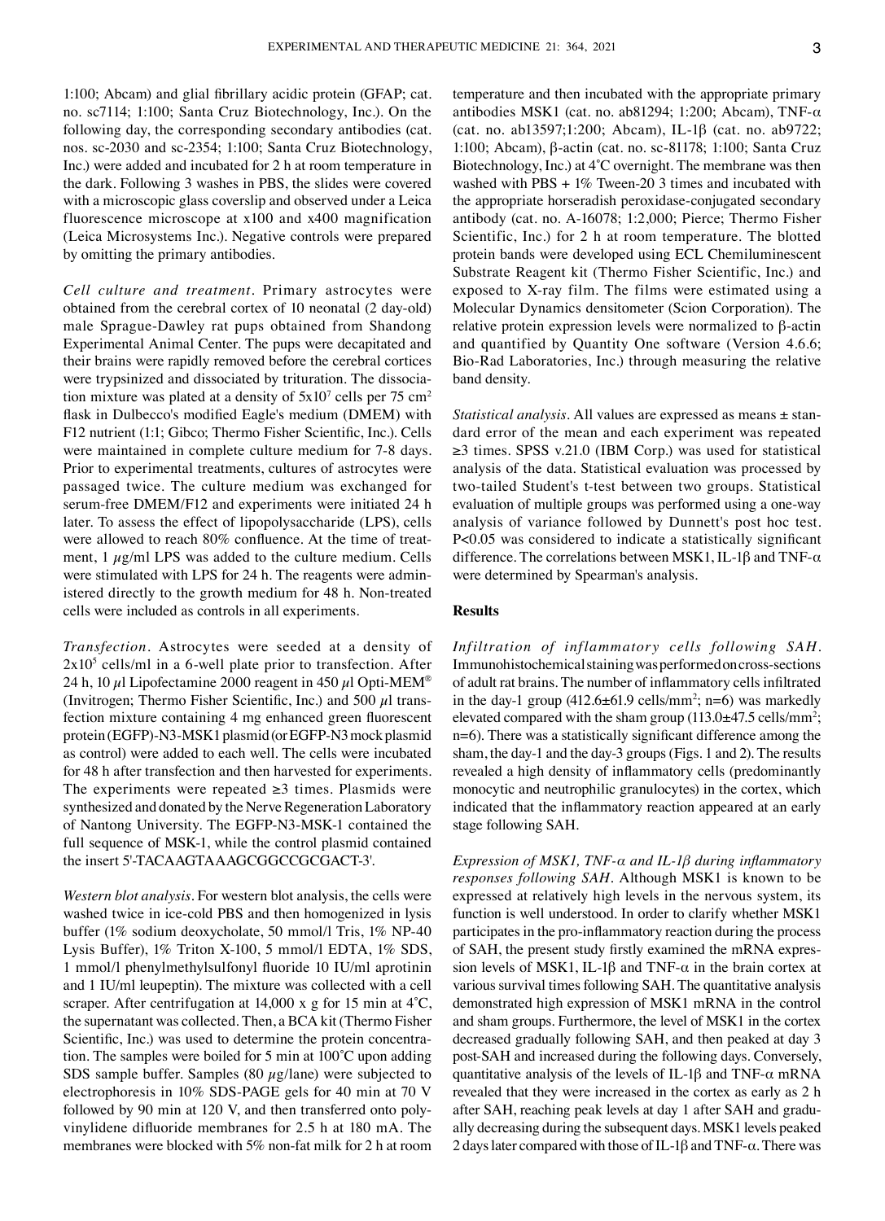1:100; Abcam) and glial fibrillary acidic protein (GFAP; cat. no. sc7114; 1:100; Santa Cruz Biotechnology, Inc.). On the following day, the corresponding secondary antibodies (cat. nos. sc-2030 and sc-2354; 1:100; Santa Cruz Biotechnology, Inc.) were added and incubated for 2 h at room temperature in the dark. Following 3 washes in PBS, the slides were covered with a microscopic glass coverslip and observed under a Leica fluorescence microscope at x100 and x400 magnification (Leica Microsystems Inc.). Negative controls were prepared by omitting the primary antibodies.

*Cell culture and treatment.* Primary astrocytes were obtained from the cerebral cortex of 10 neonatal (2 day-old) male Sprague-Dawley rat pups obtained from Shandong Experimental Animal Center. The pups were decapitated and their brains were rapidly removed before the cerebral cortices were trypsinized and dissociated by trituration. The dissociation mixture was plated at a density of $5x10^7$ cells per 75 $cm^2$ flask in Dulbecco's modified Eagle's medium (DMEM) with F12 nutrient (1:1; Gibco; Thermo Fisher Scientific, Inc.). Cells were maintained in complete culture medium for 7-8 days. Prior to experimental treatments, cultures of astrocytes were passaged twice. The culture medium was exchanged for serum-free DMEM/F12 and experiments were initiated 24 h later. To assess the effect of lipopolysaccharide (LPS), cells were allowed to reach 80% confluence. At the time of treatment, 1 $\mu$g/ml LPS was added to the culture medium. Cells were stimulated with LPS for 24 h. The reagents were administered directly to the growth medium for 48 h. Non-treated cells were included as controls in all experiments.

*Transfection.* Astrocytes were seeded at a density of $2x10^5$ cells/ml in a 6-well plate prior to transfection. After 24 h, 10 $\mu$l Lipofectamine 2000 reagent in 450 $\mu$l Opti-MEM® (Invitrogen; Thermo Fisher Scientific, Inc.) and 500 $\mu$l transfection mixture containing 4 mg enhanced green fluorescent protein (EGFP)-N3-MSK1 plasmid (or EGFP-N3 mock plasmid as control) were added to each well. The cells were incubated for 48 h after transfection and then harvested for experiments. The experiments were repeated ≥3 times. Plasmids were synthesized and donated by the Nerve Regeneration Laboratory of Nantong University. The EGFP-N3-MSK-1 contained the full sequence of MSK-1, while the control plasmid contained the insert 5'-TACAAGTAAAGCGGCCGCGACT-3'.

*Western blot analysis.* For western blot analysis, the cells were washed twice in ice-cold PBS and then homogenized in lysis buffer (1% sodium deoxycholate, 50 mmol/l Tris, 1% NP-40 Lysis Buffer), 1% Triton X-100, 5 mmol/l EDTA, 1% SDS, 1 mmol/l phenylmethylsulfonyl fluoride 10 IU/ml aprotinin and 1 IU/ml leupeptin). The mixture was collected with a cell scraper. After centrifugation at 14,000 x g for 15 min at 4˚C, the supernatant was collected. Then, a BCA kit (Thermo Fisher Scientific, Inc.) was used to determine the protein concentration. The samples were boiled for 5 min at 100˚C upon adding SDS sample buffer. Samples (80 $\mu$g/lane) were subjected to electrophoresis in 10% SDS-PAGE gels for 40 min at 70 V followed by 90 min at 120 V, and then transferred onto polyvinylidene difluoride membranes for 2.5 h at 180 mA. The membranes were blocked with 5% non-fat milk for 2 h at room temperature and then incubated with the appropriate primary antibodies MSK1 (cat. no. ab81294; 1:200; Abcam), TNF-α (cat. no. ab13597;1:200; Abcam), IL-1β (cat. no. ab9722; 1:100; Abcam), β-actin (cat. no. sc-81178; 1:100; Santa Cruz Biotechnology, Inc.) at 4˚C overnight. The membrane was then washed with PBS + 1% Tween-20 3 times and incubated with the appropriate horseradish peroxidase-conjugated secondary antibody (cat. no. A-16078; 1:2,000; Pierce; Thermo Fisher Scientific, Inc.) for 2 h at room temperature. The blotted protein bands were developed using ECL Chemiluminescent Substrate Reagent kit (Thermo Fisher Scientific, Inc.) and exposed to X-ray film. The films were estimated using a Molecular Dynamics densitometer (Scion Corporation). The relative protein expression levels were normalized to β-actin and quantified by Quantity One software (Version 4.6.6; Bio-Rad Laboratories, Inc.) through measuring the relative band density.

*Statistical analysis.* All values are expressed as means ± standard error of the mean and each experiment was repeated ≥3 times. SPSS v.21.0 (IBM Corp.) was used for statistical analysis of the data. Statistical evaluation was processed by two-tailed Student's t-test between two groups. Statistical evaluation of multiple groups was performed using a one-way analysis of variance followed by Dunnett's post hoc test. $P<0.05$ was considered to indicate a statistically significant difference. The correlations between MSK1, IL-1β and TNF-α were determined by Spearman's analysis.

## Results

*Infiltration of inflammatory cells following SAH.* Immunohistochemical staining was performed on cross-sections of adult rat brains. The number of inflammatory cells infiltrated in the day-1 group (412.6±61.9 cells/$mm^2$; n=6) was markedly elevated compared with the sham group (113.0±47.5 cells/$mm^2$; n=6). There was a statistically significant difference among the sham, the day-1 and the day-3 groups (Figs. 1 and 2). The results revealed a high density of inflammatory cells (predominantly monocytic and neutrophilic granulocytes) in the cortex, which indicated that the inflammatory reaction appeared at an early stage following SAH.

*Expression of MSK1, TNF-α and IL-1β during inflammatory responses following SAH.* Although MSK1 is known to be expressed at relatively high levels in the nervous system, its function is well understood. In order to clarify whether MSK1 participates in the pro-inflammatory reaction during the process of SAH, the present study firstly examined the mRNA expression levels of MSK1, IL-1β and TNF-α in the brain cortex at various survival times following SAH. The quantitative analysis demonstrated high expression of MSK1 mRNA in the control and sham groups. Furthermore, the level of MSK1 in the cortex decreased gradually following SAH, and then peaked at day 3 post-SAH and increased during the following days. Conversely, quantitative analysis of the levels of IL-1β and TNF-α mRNA revealed that they were increased in the cortex as early as 2 h after SAH, reaching peak levels at day 1 after SAH and gradually decreasing during the subsequent days. MSK1 levels peaked 2 days later compared with those of IL-1β and TNF-α. There was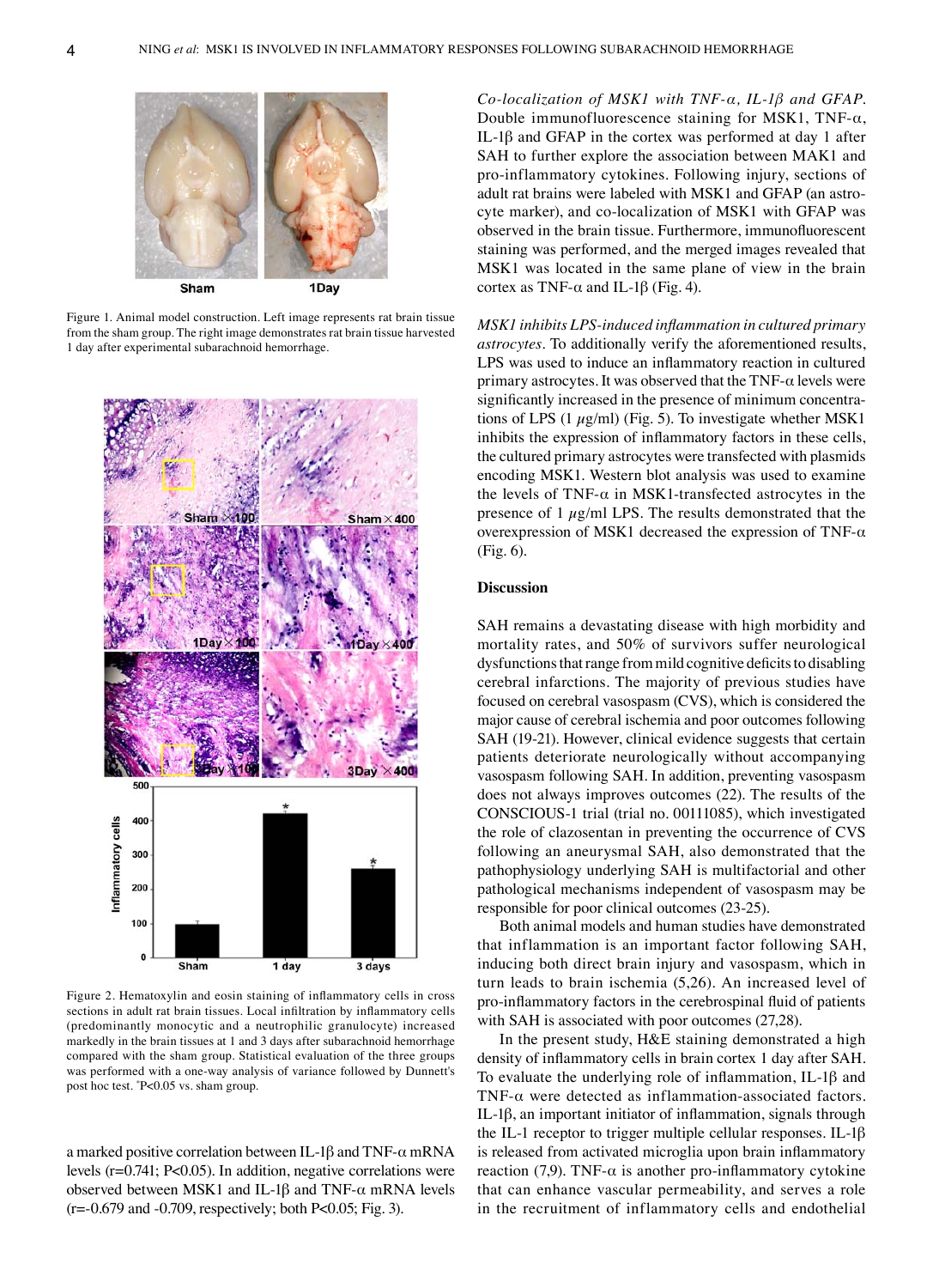Figure 1. Animal model construction. Left image represents rat brain tissue from the sham group. The right image demonstrates rat brain tissue harvested 1 day after experimental subarachnoid hemorrhage.

Figure 2. Hematoxylin and eosin staining of inflammatory cells in cross sections in adult rat brain tissues. Local infiltration by inflammatory cells (predominantly monocytic and a neutrophilic granulocyte) increased markedly in the brain tissues at 1 and 3 days after subarachnoid hemorrhage compared with the sham group. Statistical evaluation of the three groups was performed with a one-way analysis of variance followed by Dunnett's post hoc test. *P<0.05 vs. sham group.

a marked positive correlation between IL-1β and TNF-α mRNA levels (r=0.741; P<0.05). In addition, negative correlations were observed between MSK1 and IL-1β and TNF-α mRNA levels (r=-0.679 and -0.709, respectively; both P<0.05; Fig. 3).

*Co-localization of MSK1 with TNF-α, IL-1β and GFAP.* Double immunofluorescence staining for MSK1, TNF-α, IL-1β and GFAP in the cortex was performed at day 1 after SAH to further explore the association between MAK1 and pro-inflammatory cytokines. Following injury, sections of adult rat brains were labeled with MSK1 and GFAP (an astrocyte marker), and co-localization of MSK1 with GFAP was observed in the brain tissue. Furthermore, immunofluorescent staining was performed, and the merged images revealed that MSK1 was located in the same plane of view in the brain cortex as TNF-α and IL-1β (Fig. 4).

*MSK1 inhibits LPS-induced inflammation in cultured primary astrocytes.* To additionally verify the aforementioned results, LPS was used to induce an inflammatory reaction in cultured primary astrocytes. It was observed that the TNF-α levels were significantly increased in the presence of minimum concentrations of LPS (1 µg/ml) (Fig. 5). To investigate whether MSK1 inhibits the expression of inflammatory factors in these cells, the cultured primary astrocytes were transfected with plasmids encoding MSK1. Western blot analysis was used to examine the levels of TNF-α in MSK1-transfected astrocytes in the presence of 1 µg/ml LPS. The results demonstrated that the overexpression of MSK1 decreased the expression of TNF-α (Fig. 6).

## Discussion

SAH remains a devastating disease with high morbidity and mortality rates, and 50% of survivors suffer neurological dysfunctions that range from mild cognitive deficits to disabling cerebral infarctions. The majority of previous studies have focused on cerebral vasospasm (CVS), which is considered the major cause of cerebral ischemia and poor outcomes following SAH (19-21). However, clinical evidence suggests that certain patients deteriorate neurologically without accompanying vasospasm following SAH. In addition, preventing vasospasm does not always improves outcomes (22). The results of the CONSCIOUS-1 trial (trial no. 00111085), which investigated the role of clazosentan in preventing the occurrence of CVS following an aneurysmal SAH, also demonstrated that the pathophysiology underlying SAH is multifactorial and other pathological mechanisms independent of vasospasm may be responsible for poor clinical outcomes (23-25).

Both animal models and human studies have demonstrated that inflammation is an important factor following SAH, inducing both direct brain injury and vasospasm, which in turn leads to brain ischemia (5,26). An increased level of pro-inflammatory factors in the cerebrospinal fluid of patients with SAH is associated with poor outcomes (27,28).

In the present study, H&E staining demonstrated a high density of inflammatory cells in brain cortex 1 day after SAH. To evaluate the underlying role of inflammation, IL-1β and TNF-α were detected as inflammation-associated factors. IL-1β, an important initiator of inflammation, signals through the IL-1 receptor to trigger multiple cellular responses. IL-1β is released from activated microglia upon brain inflammatory reaction (7,9). TNF-α is another pro-inflammatory cytokine that can enhance vascular permeability, and serves a role in the recruitment of inflammatory cells and endothelial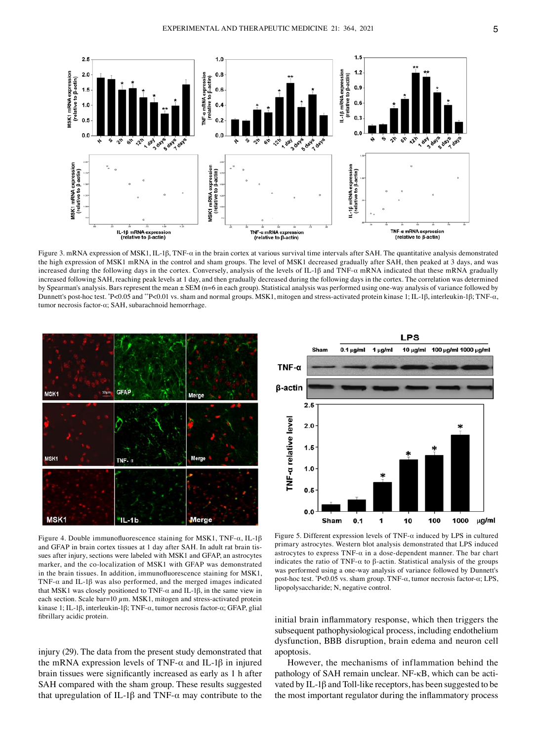Figure 3. mRNA expression of MSK1, IL-1β, TNF-α in the brain cortex at various survival time intervals after SAH. The quantitative analysis demonstrated the high expression of MSK1 mRNA in the control and sham groups. The level of MSK1 decreased gradually after SAH, then peaked at 3 days, and was increased during the following days in the cortex. Conversely, analysis of the levels of IL-1β and TNF-α mRNA indicated that these mRNA gradually increased following SAH, reaching peak levels at 1 day, and then gradually decreased during the following days in the cortex. The correlation was determined by Spearman's analysis. Bars represent the mean ± SEM (n=6 in each group). Statistical analysis was performed using one-way analysis of variance followed by Dunnett's post-hoc test. *P<0.05 and **P<0.01 vs. sham and normal groups. MSK1, mitogen and stress-activated protein kinase 1; IL-1β, interleukin-1β; TNF-α, tumor necrosis factor-α; SAH, subarachnoid hemorrhage.

Figure 4. Double immunofluorescence staining for MSK1, TNF-α, IL-1β and GFAP in brain cortex tissues at 1 day after SAH. In adult rat brain tissues after injury, sections were labeled with MSK1 and GFAP, an astrocytes marker, and the co-localization of MSK1 with GFAP was demonstrated in the brain tissues. In addition, immunofluorescence staining for MSK1, TNF-α and IL-1β was also performed, and the merged images indicated that MSK1 was closely positioned to TNF-α and IL-1β, in the same view in each section. Scale bar=10 µm. MSK1, mitogen and stress-activated protein kinase 1; IL-1β, interleukin-1β; TNF-α, tumor necrosis factor-α; GFAP, glial fibrillary acidic protein.

Figure 5. Different expression levels of TNF-α induced by LPS in cultured primary astrocytes. Western blot analysis demonstrated that LPS induced astrocytes to express TNF-α in a dose-dependent manner. The bar chart indicates the ratio of TNF-α to β-actin. Statistical analysis of the groups was performed using a one-way analysis of variance followed by Dunnett's post-hoc test. *P<0.05 vs. sham group. TNF-α, tumor necrosis factor-α; LPS, lipopolysaccharide; N, negative control.

injury (29). The data from the present study demonstrated that the mRNA expression levels of TNF-α and IL-1β in injured brain tissues were significantly increased as early as 1 h after SAH compared with the sham group. These results suggested that upregulation of IL-1β and TNF-α may contribute to the initial brain inflammatory response, which then triggers the subsequent pathophysiological process, including endothelium dysfunction, BBB disruption, brain edema and neuron cell apoptosis.

However, the mechanisms of inflammation behind the pathology of SAH remain unclear. NF-κB, which can be activated by IL-1β and Toll-like receptors, has been suggested to be the most important regulator during the inflammatory process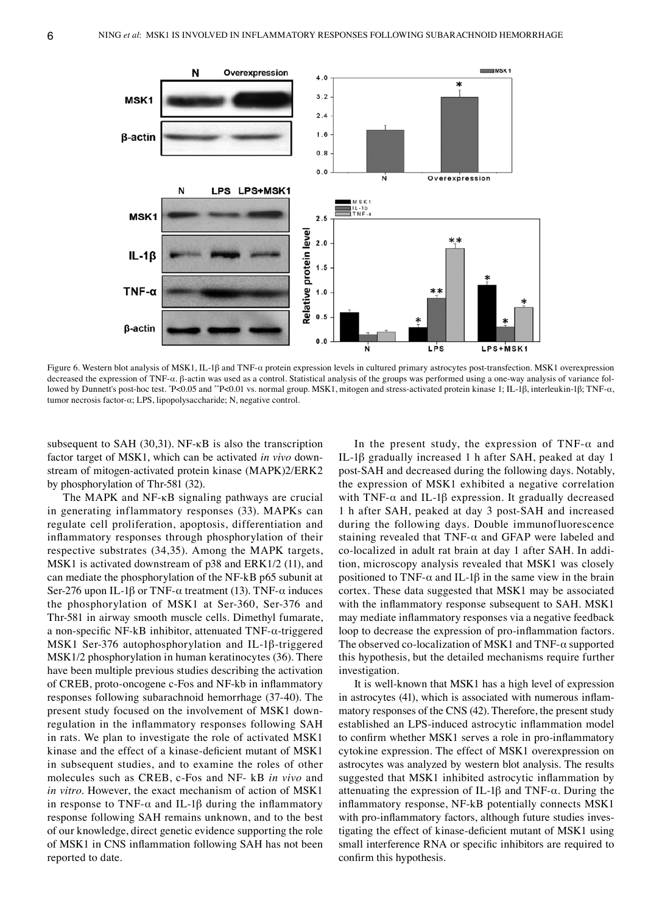Figure 6. Western blot analysis of MSK1, IL-1β and TNF-α protein expression levels in cultured primary astrocytes post-transfection. MSK1 overexpression decreased the expression of TNF-α. β-actin was used as a control. Statistical analysis of the groups was performed using a one-way analysis of variance followed by Dunnett's post-hoc test. *P<0.05 and **P<0.01 vs. normal group. MSK1, mitogen and stress-activated protein kinase 1; IL-1β, interleukin-1β; TNF-α, tumor necrosis factor-α; LPS, lipopolysaccharide; N, negative control.

subsequent to SAH (30,31). NF-κB is also the transcription factor target of MSK1, which can be activated *in vivo* downstream of mitogen-activated protein kinase (MAPK)2/ERK2 by phosphorylation of Thr-581 (32).

The MAPK and NF-κB signaling pathways are crucial in generating inflammatory responses (33). MAPKs can regulate cell proliferation, apoptosis, differentiation and inflammatory responses through phosphorylation of their respective substrates (34,35). Among the MAPK targets, MSK1 is activated downstream of p38 and ERK1/2 (11), and can mediate the phosphorylation of the NF-kB p65 subunit at Ser-276 upon IL-1β or TNF-α treatment (13). TNF-α induces the phosphorylation of MSK1 at Ser-360, Ser-376 and Thr-581 in airway smooth muscle cells. Dimethyl fumarate, a non-specific NF-kB inhibitor, attenuated TNF-α-triggered MSK1 Ser-376 autophosphorylation and IL-1β-triggered MSK1/2 phosphorylation in human keratinocytes (36). There have been multiple previous studies describing the activation of CREB, proto-oncogene c-Fos and NF-kb in inflammatory responses following subarachnoid hemorrhage (37-40). The present study focused on the involvement of MSK1 downregulation in the inflammatory responses following SAH in rats. We plan to investigate the role of activated MSK1 kinase and the effect of a kinase-deficient mutant of MSK1 in subsequent studies, and to examine the roles of other molecules such as CREB, c-Fos and NF- kB *in vivo* and *in vitro*. However, the exact mechanism of action of MSK1 in response to TNF-α and IL-1β during the inflammatory response following SAH remains unknown, and to the best of our knowledge, direct genetic evidence supporting the role of MSK1 in CNS inflammation following SAH has not been reported to date.

In the present study, the expression of TNF-α and IL-1β gradually increased 1 h after SAH, peaked at day 1 post-SAH and decreased during the following days. Notably, the expression of MSK1 exhibited a negative correlation with TNF-α and IL-1β expression. It gradually decreased 1 h after SAH, peaked at day 3 post-SAH and increased during the following days. Double immunofluorescence staining revealed that TNF-α and GFAP were labeled and co-localized in adult rat brain at day 1 after SAH. In addition, microscopy analysis revealed that MSK1 was closely positioned to TNF-α and IL-1β in the same view in the brain cortex. These data suggested that MSK1 may be associated with the inflammatory response subsequent to SAH. MSK1 may mediate inflammatory responses via a negative feedback loop to decrease the expression of pro-inflammation factors. The observed co-localization of MSK1 and TNF-α supported this hypothesis, but the detailed mechanisms require further investigation.

It is well-known that MSK1 has a high level of expression in astrocytes (41), which is associated with numerous inflammatory responses of the CNS (42). Therefore, the present study established an LPS-induced astrocytic inflammation model to confirm whether MSK1 serves a role in pro-inflammatory cytokine expression. The effect of MSK1 overexpression on astrocytes was analyzed by western blot analysis. The results suggested that MSK1 inhibited astrocytic inflammation by attenuating the expression of IL-1β and TNF-α. During the inflammatory response, NF-kB potentially connects MSK1 with pro-inflammatory factors, although future studies investigating the effect of kinase-deficient mutant of MSK1 using small interference RNA or specific inhibitors are required to confirm this hypothesis.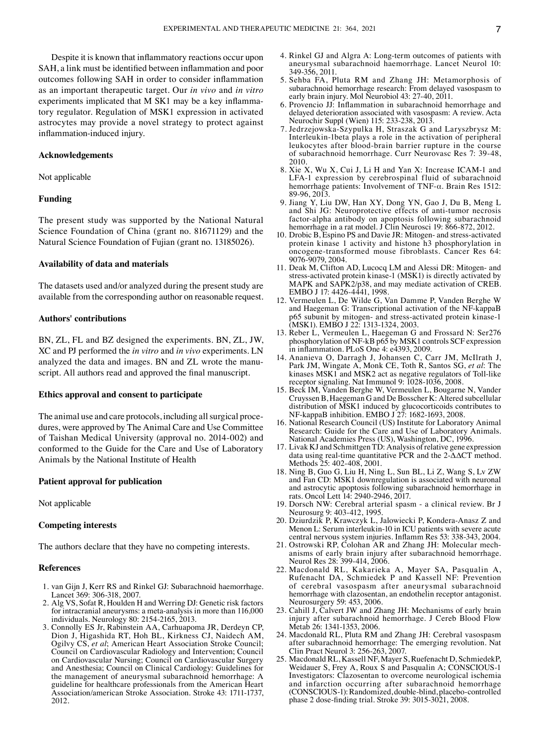Despite it is known that inflammatory reactions occur upon SAH, a link must be identified between inflammation and poor outcomes following SAH in order to consider inflammation as an important therapeutic target. Our *in vivo* and *in vitro* experiments implicated that M SK1 may be a key inflammatory regulator. Regulation of MSK1 expression in activated astrocytes may provide a novel strategy to protect against inflammation-induced injury.

## Acknowledgements

Not applicable

## Funding

The present study was supported by the National Natural Science Foundation of China (grant no. 81671129) and the Natural Science Foundation of Fujian (grant no. 13185026).

## Availability of data and materials

The datasets used and/or analyzed during the present study are available from the corresponding author on reasonable request.

## Authors' contributions

BN, ZL, FL and BZ designed the experiments. BN, ZL, JW, XC and PJ performed the *in vitro* and *in vivo* experiments. LN analyzed the data and images. BN and ZL wrote the manuscript. All authors read and approved the final manuscript.

## Ethics approval and consent to participate

The animal use and care protocols, including all surgical procedures, were approved by The Animal Care and Use Committee of Taishan Medical University (approval no. 2014-002) and conformed to the Guide for the Care and Use of Laboratory Animals by the National Institute of Health

## Patient approval for publication

Not applicable

## Competing interests

The authors declare that they have no competing interests.

## References

1. van Gijn J, Kerr RS and Rinkel GJ: Subarachnoid haemorrhage. Lancet 369: 306-318, 2007.
2. Alg VS, Sofat R, Houlden H and Werring DJ: Genetic risk factors for intracranial aneurysms: a meta-analysis in more than 116,000 individuals. Neurology 80: 2154-2165, 2013.
3. Connolly ES Jr, Rabinstein AA, Carhuapoma JR, Derdeyn CP, Dion J, Higashida RT, Hoh BL, Kirkness CJ, Naidech AM, Ogilvy CS, *et al*; American Heart Association Stroke Council; Council on Cardiovascular Radiology and Intervention; Council on Cardiovascular Nursing; Council on Cardiovascular Surgery and Anesthesia; Council on Clinical Cardiology: Guidelines for the management of aneurysmal subarachnoid hemorrhage: A guideline for healthcare professionals from the American Heart Association/american Stroke Association. Stroke 43: 1711-1737, 2012.
4. Rinkel GJ and Algra A: Long-term outcomes of patients with aneurysmal subarachnoid haemorrhage. Lancet Neurol 10: 349-356, 2011.
5. Sehba FA, Pluta RM and Zhang JH: Metamorphosis of subarachnoid hemorrhage research: From delayed vasospasm to early brain injury. Mol Neurobiol 43: 27-40, 2011.
6. Provencio JJ: Inflammation in subarachnoid hemorrhage and delayed deterioration associated with vasospasm: A review. Acta Neurochir Suppl (Wien) 115: 233-238, 2013.
7. Jedrzejowska-Szypulka H, Straszak G and Laryszbrysz M: Interleukin-1beta plays a role in the activation of peripheral leukocytes after blood-brain barrier rupture in the course of subarachnoid hemorrhage. Curr Neurovasc Res 7: 39-48, 2010.
8. Xie X, Wu X, Cui J, Li H and Yan X: Increase ICAM-1 and LFA-1 expression by cerebrospinal fluid of subarachnoid hemorrhage patients: Involvement of TNF-α. Brain Res 1512: 89-96, 2013.
9. Jiang Y, Liu DW, Han XY, Dong YN, Gao J, Du B, Meng L and Shi JG: Neuroprotective effects of anti-tumor necrosis factor-alpha antibody on apoptosis following subarachnoid hemorrhage in a rat model. J Clin Neurosci 19: 866-872, 2012.
10. Drobic B, Espino PS and Davie JR: Mitogen- and stress-activated protein kinase 1 activity and histone h3 phosphorylation in oncogene-transformed mouse fibroblasts. Cancer Res 64: 9076-9079, 2004.
11. Deak M, Clifton AD, Lucocq LM and Alessi DR: Mitogen- and stress-activated protein kinase-1 (MSK1) is directly activated by MAPK and SAPK2/p38, and may mediate activation of CREB. EMBO J 17: 4426-4441, 1998.
12. Vermeulen L, De Wilde G, Van Damme P, Vanden Berghe W and Haegeman G: Transcriptional activation of the NF-kappaB p65 subunit by mitogen- and stress-activated protein kinase-1 (MSK1). EMBO J 22: 1313-1324, 2003.
13. Reber L, Vermeulen L, Haegeman G and Frossard N: Ser276 phosphorylation of NF-kB p65 by MSK1 controls SCF expression in inflammation. PLoS One 4: e4393, 2009.
14. Ananieva O, Darragh J, Johansen C, Carr JM, McIlrath J, Park JM, Wingate A, Monk CE, Toth R, Santos SG, *et al*: The kinases MSK1 and MSK2 act as negative regulators of Toll-like receptor signaling. Nat Immunol 9: 1028-1036, 2008.
15. Beck IM, Vanden Berghe W, Vermeulen L, Bougarne N, Vander Cruyssen B, Haegeman G and De Bosscher K: Altered subcellular distribution of MSK1 induced by glucocorticoids contributes to NF-kappaB inhibition. EMBO J 27: 1682-1693, 2008.
16. National Research Council (US) Institute for Laboratory Animal Research: Guide for the Care and Use of Laboratory Animals. National Academies Press (US), Washington, DC, 1996.
17. Livak KJ and Schmittgen TD: Analysis of relative gene expression data using real-time quantitative PCR and the 2-ΔΔCT method. Methods 25: 402-408, 2001.
18. Ning B, Guo G, Liu H, Ning L, Sun BL, Li Z, Wang S, Lv ZW and Fan CD: MSK1 downregulation is associated with neuronal and astrocytic apoptosis following subarachnoid hemorrhage in rats. Oncol Lett 14: 2940-2946, 2017.
19. Dorsch NW: Cerebral arterial spasm - a clinical review. Br J Neurosurg 9: 403-412, 1995.
20. Dziurdzik P, Krawczyk L, Jalowiecki P, Kondera-Anasz Z and Menon L: Serum interleukin-10 in ICU patients with severe acute central nervous system injuries. Inflamm Res 53: 338-343, 2004.
21. Ostrowski RP, Colohan AR and Zhang JH: Molecular mechanisms of early brain injury after subarachnoid hemorrhage. Neurol Res 28: 399-414, 2006.
22. Macdonald RL, Kakarieka A, Mayer SA, Pasqualin A, Rufenacht DA, Schmiedek P and Kassell NF: Prevention of cerebral vasospasm after aneurysmal subarachnoid hemorrhage with clazosentan, an endothelin receptor antagonist. Neurosurgery 59: 453, 2006.
23. Cahill J, Calvert JW and Zhang JH: Mechanisms of early brain injury after subarachnoid hemorrhage. J Cereb Blood Flow Metab 26: 1341-1353, 2006.
24. Macdonald RL, Pluta RM and Zhang JH: Cerebral vasospasm after subarachnoid hemorrhage: The emerging revolution. Nat Clin Pract Neurol 3: 256-263, 2007.
25. Macdonald RL, Kassell NF, Mayer S, Ruefenacht D, SchmiedekP, Weidauer S, Frey A, Roux S and Pasqualin A; CONSCIOUS-1 Investigators: Clazosentan to overcome neurological ischemia and infarction occurring after subarachnoid hemorrhage (CONSCIOUS-1): Randomized, double-blind, placebo-controlled phase 2 dose-finding trial. Stroke 39: 3015-3021, 2008.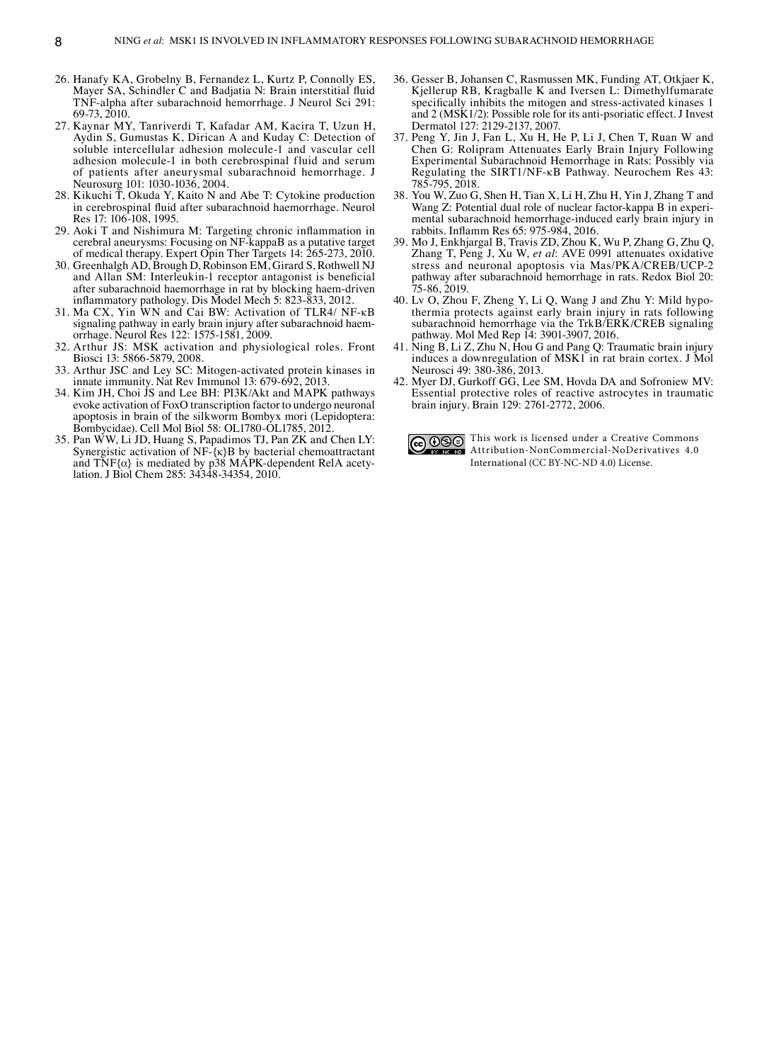26. Hanafy KA, Grobelny B, Fernandez L, Kurtz P, Connolly ES, Mayer SA, Schindler C and Badjatia N: Brain interstitial fluid TNF-alpha after subarachnoid hemorrhage. J Neurol Sci 291: 69-73, 2010.
27. Kaynar MY, Tanriverdi T, Kafadar AM, Kacira T, Uzun H, Aydin S, Gumustas K, Dirican A and Kuday C: Detection of soluble intercellular adhesion molecule-1 and vascular cell adhesion molecule-1 in both cerebrospinal fluid and serum of patients after aneurysmal subarachnoid hemorrhage. J Neurosurg 101: 1030-1036, 2004.
28. Kikuchi T, Okuda Y, Kaito N and Abe T: Cytokine production in cerebrospinal fluid after subarachnoid haemorrhage. Neurol Res 17: 106-108, 1995.
29. Aoki T and Nishimura M: Targeting chronic inflammation in cerebral aneurysms: Focusing on NF-kappaB as a putative target of medical therapy. Expert Opin Ther Targets 14: 265-273, 2010.
30. Greenhalgh AD, Brough D, Robinson EM, Girard S, Rothwell NJ and Allan SM: Interleukin-1 receptor antagonist is beneficial after subarachnoid haemorrhage in rat by blocking haem-driven inflammatory pathology. Dis Model Mech 5: 823-833, 2012.
31. Ma CX, Yin WN and Cai BW: Activation of TLR4/ NF-κB signaling pathway in early brain injury after subarachnoid haemorrhage. Neurol Res 122: 1575-1581, 2009.
32. Arthur JS: MSK activation and physiological roles. Front Biosci 13: 5866-5879, 2008.
33. Arthur JSC and Ley SC: Mitogen-activated protein kinases in innate immunity. Nat Rev Immunol 13: 679-692, 2013.
34. Kim JH, Choi JS and Lee BH: PI3K/Akt and MAPK pathways evoke activation of FoxO transcription factor to undergo neuronal apoptosis in brain of the silkworm Bombyx mori (Lepidoptera: Bombycidae). Cell Mol Biol 58: OL1780-OL1785, 2012.
35. Pan WW, Li JD, Huang S, Papadimos TJ, Pan ZK and Chen LY: Synergistic activation of NF-{κ}B by bacterial chemoattractant and TNF{α} is mediated by p38 MAPK-dependent RelA acetylation. J Biol Chem 285: 34348-34354, 2010.
36. Gesser B, Johansen C, Rasmussen MK, Funding AT, Otkjaer K, Kjellerup RB, Kragballe K and Iversen L: Dimethylfumarate specifically inhibits the mitogen and stress-activated kinases 1 and 2 (MSK1/2): Possible role for its anti-psoriatic effect. J Invest Dermatol 127: 2129-2137, 2007.
37. Peng Y, Jin J, Fan L, Xu H, He P, Li J, Chen T, Ruan W and Chen G: Rolipram Attenuates Early Brain Injury Following Experimental Subarachnoid Hemorrhage in Rats: Possibly via Regulating the SIRT1/NF-κB Pathway. Neurochem Res 43: 785-795, 2018.
38. You W, Zuo G, Shen H, Tian X, Li H, Zhu H, Yin J, Zhang T and Wang Z: Potential dual role of nuclear factor-kappa B in experimental subarachnoid hemorrhage-induced early brain injury in rabbits. Inflamm Res 65: 975-984, 2016.
39. Mo J, Enkhjargal B, Travis ZD, Zhou K, Wu P, Zhang G, Zhu Q, Zhang T, Peng J, Xu W, *et al*: AVE 0991 attenuates oxidative stress and neuronal apoptosis via Mas/PKA/CREB/UCP-2 pathway after subarachnoid hemorrhage in rats. Redox Biol 20: 75-86, 2019.
40. Lv O, Zhou F, Zheng Y, Li Q, Wang J and Zhu Y: Mild hypothermia protects against early brain injury in rats following subarachnoid hemorrhage via the TrkB/ERK/CREB signaling pathway. Mol Med Rep 14: 3901-3907, 2016.
41. Ning B, Li Z, Zhu N, Hou G and Pang Q: Traumatic brain injury induces a downregulation of MSK1 in rat brain cortex. J Mol Neurosci 49: 380-386, 2013.
42. Myer DJ, Gurkoff GG, Lee SM, Hovda DA and Sofroniew MV: Essential protective roles of reactive astrocytes in traumatic brain injury. Brain 129: 2761-2772, 2006.

This work is licensed under a Creative Commons Attribution-NonCommercial-NoDerivatives 4.0 International (CC BY-NC-ND 4.0) License.